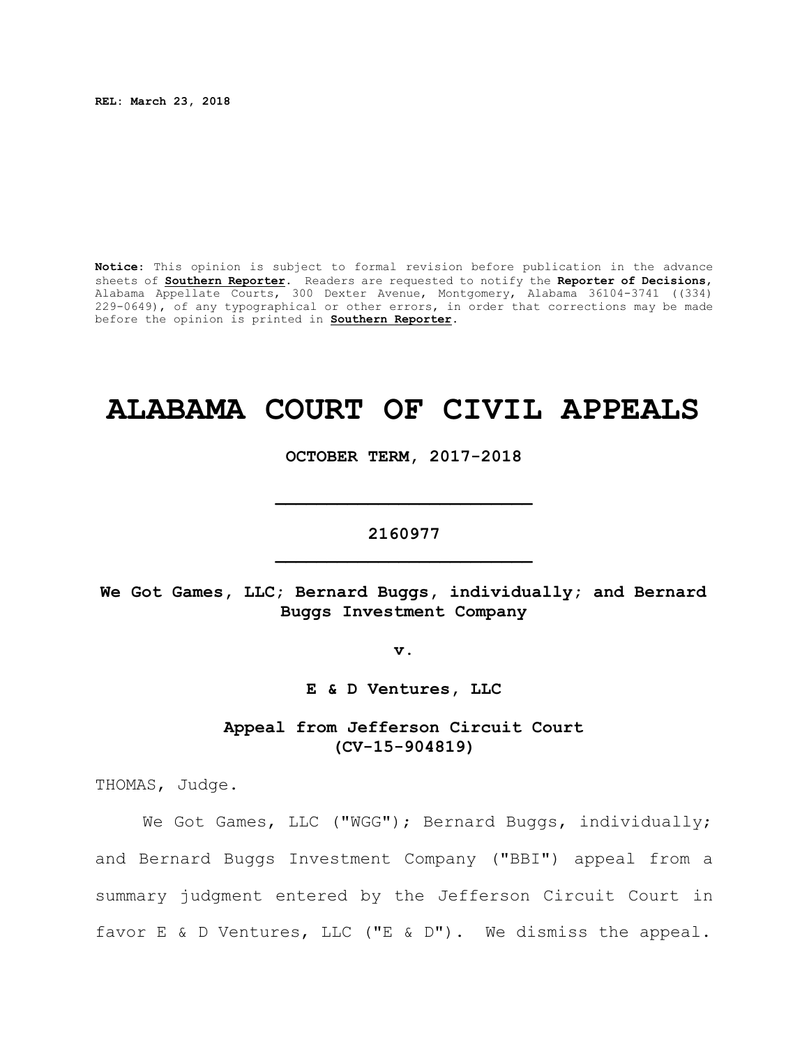**REL: March 23, 2018**

**Notice**: This opinion is subject to formal revision before publication in the advance sheets of **Southern Reporter**. Readers are requested to notify the **Reporter of Decisions**, Alabama Appellate Courts, 300 Dexter Avenue, Montgomery, Alabama 36104-3741 ((334) 229-0649), of any typographical or other errors, in order that corrections may be made before the opinion is printed in **Southern Reporter**.

# ALABAMA COURT OF CIVIL APPEALS

**OCTOBER TERM, 2017-2018**

---

**2160977**

---

**We Got Games, LLC; Bernard Buggs, individually; and Bernard Buggs Investment Company**

**v.**

**E & D Ventures, LLC**

**Appeal from Jefferson Circuit Court (CV-15-904819)**

THOMAS, Judge.

We Got Games, LLC ("WGG"); Bernard Buggs, individually; and Bernard Buggs Investment Company ("BBI") appeal from a summary judgment entered by the Jefferson Circuit Court in favor E & D Ventures, LLC ("E & D"). We dismiss the appeal.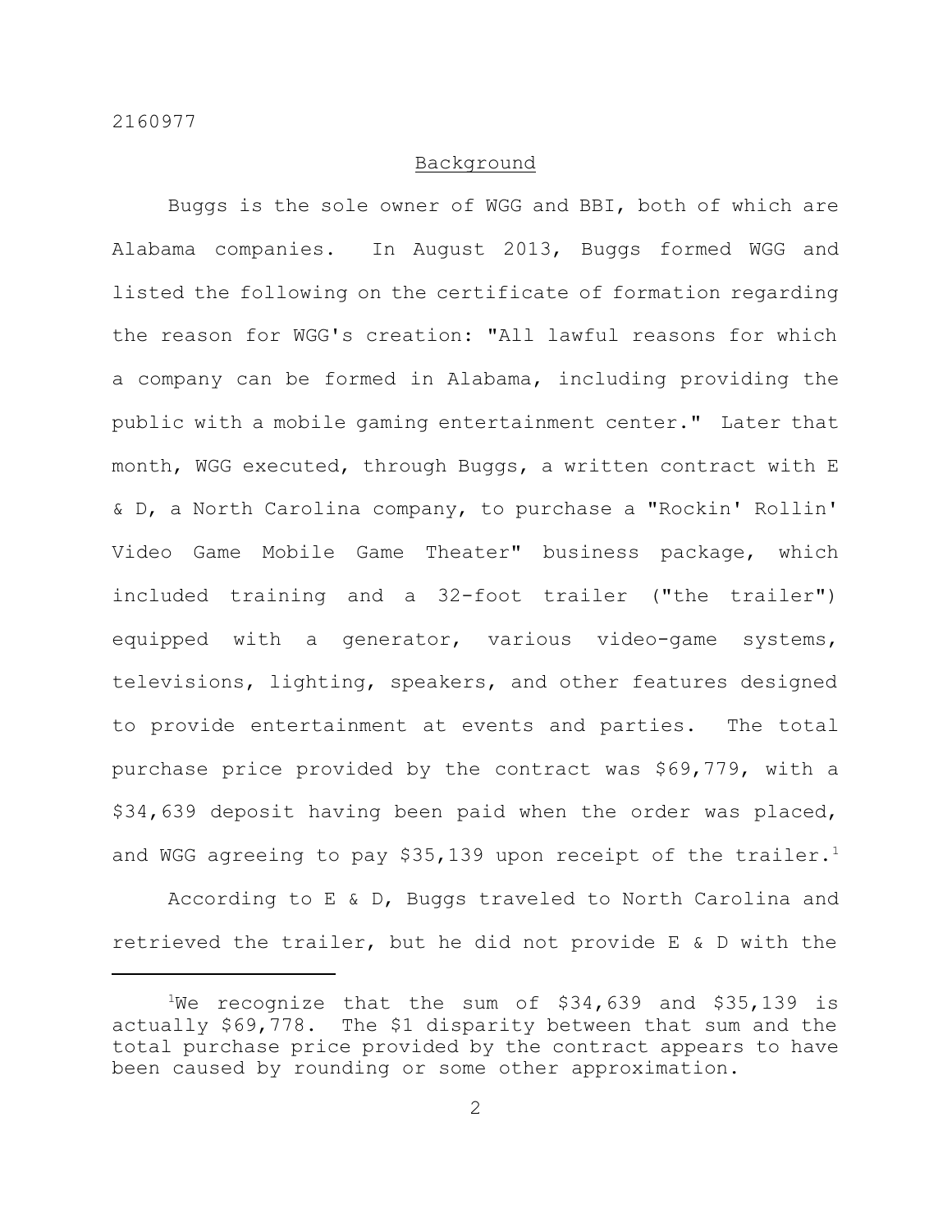## Background

Buggs is the sole owner of WGG and BBI, both of which are Alabama companies. In August 2013, Buggs formed WGG and listed the following on the certificate of formation regarding the reason for WGG's creation: "All lawful reasons for which a company can be formed in Alabama, including providing the public with a mobile gaming entertainment center." Later that month, WGG executed, through Buggs, a written contract with E & D, a North Carolina company, to purchase a "Rockin' Rollin' Video Game Mobile Game Theater" business package, which included training and a 32-foot trailer ("the trailer") equipped with a generator, various video-game systems, televisions, lighting, speakers, and other features designed to provide entertainment at events and parties. The total purchase price provided by the contract was $69,779, with a $34,639 deposit having been paid when the order was placed, and WGG agreeing to pay $35,139 upon receipt of the trailer.[1]

According to E & D, Buggs traveled to North Carolina and retrieved the trailer, but he did not provide E & D with the

---

[1] We recognize that the sum of $34,639 and $35,139 is actually $69,778. The $1 disparity between that sum and the total purchase price provided by the contract appears to have been caused by rounding or some other approximation.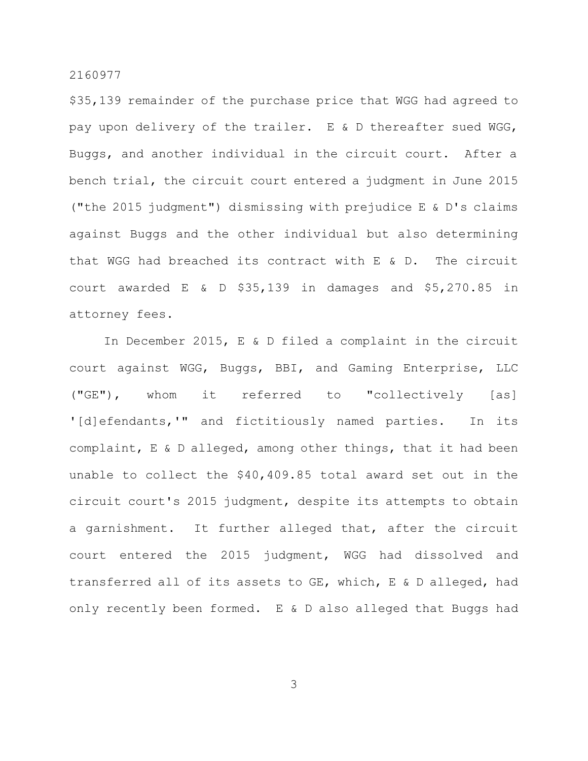$35,139 remainder of the purchase price that WGG had agreed to pay upon delivery of the trailer. E & D thereafter sued WGG, Buggs, and another individual in the circuit court. After a bench trial, the circuit court entered a judgment in June 2015 ("the 2015 judgment") dismissing with prejudice E & D's claims against Buggs and the other individual but also determining that WGG had breached its contract with E & D. The circuit court awarded E & D $35,139 in damages and $5,270.85 in attorney fees.

In December 2015, E & D filed a complaint in the circuit court against WGG, Buggs, BBI, and Gaming Enterprise, LLC ("GE"), whom it referred to "collectively [as] '[d]efendants,'" and fictitiously named parties. In its complaint, E & D alleged, among other things, that it had been unable to collect the $40,409.85 total award set out in the circuit court's 2015 judgment, despite its attempts to obtain a garnishment. It further alleged that, after the circuit court entered the 2015 judgment, WGG had dissolved and transferred all of its assets to GE, which, E & D alleged, had only recently been formed. E & D also alleged that Buggs had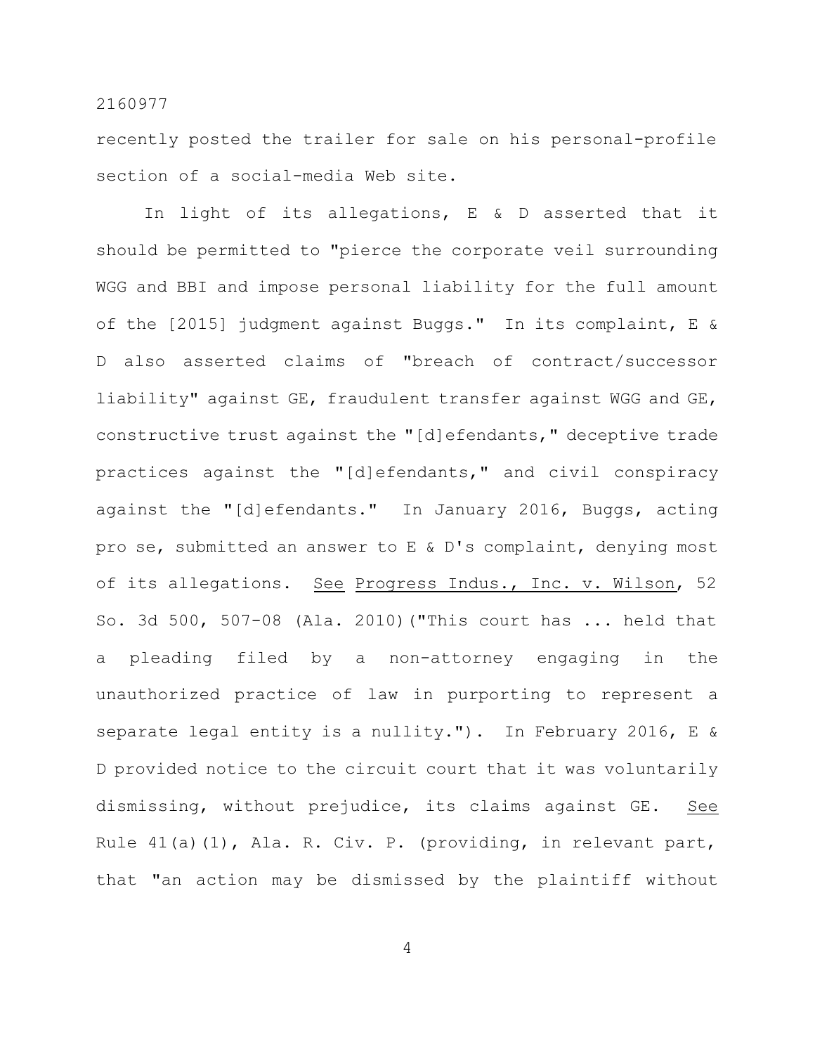recently posted the trailer for sale on his personal-profile section of a social-media Web site.

In light of its allegations, E & D asserted that it should be permitted to "pierce the corporate veil surrounding WGG and BBI and impose personal liability for the full amount of the [2015] judgment against Buggs." In its complaint, E & D also asserted claims of "breach of contract/successor liability" against GE, fraudulent transfer against WGG and GE, constructive trust against the "[d]efendants," deceptive trade practices against the "[d]efendants," and civil conspiracy against the "[d]efendants." In January 2016, Buggs, acting pro se, submitted an answer to E & D's complaint, denying most of its allegations. See Progress Indus., Inc. v. Wilson, 52 So. 3d 500, 507-08 (Ala. 2010)("This court has ... held that a pleading filed by a non-attorney engaging in the unauthorized practice of law in purporting to represent a separate legal entity is a nullity."). In February 2016, E & D provided notice to the circuit court that it was voluntarily dismissing, without prejudice, its claims against GE. See Rule 41(a)(1), Ala. R. Civ. P. (providing, in relevant part, that "an action may be dismissed by the plaintiff without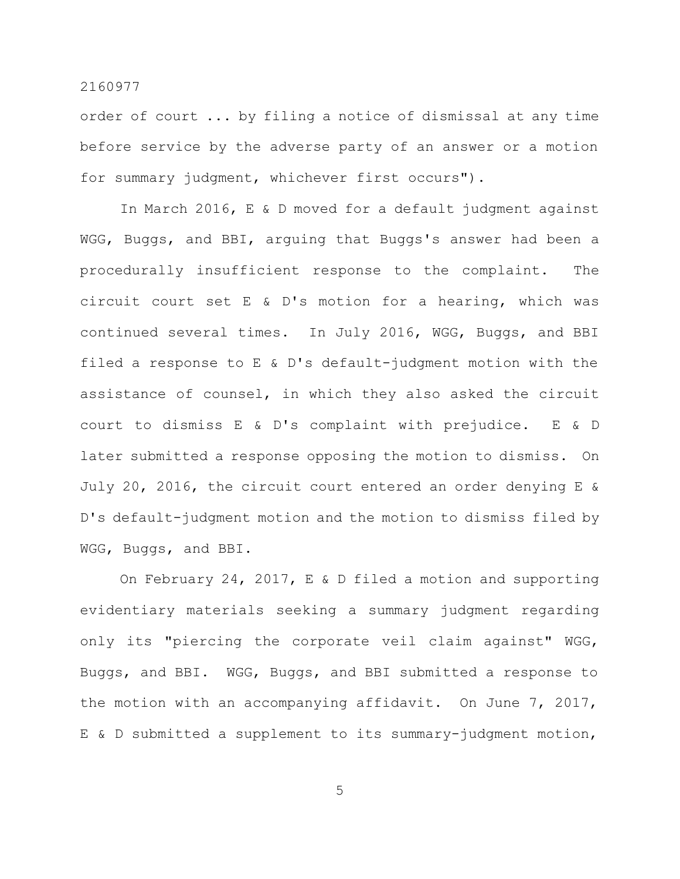order of court ... by filing a notice of dismissal at any time before service by the adverse party of an answer or a motion for summary judgment, whichever first occurs").

In March 2016, E & D moved for a default judgment against WGG, Buggs, and BBI, arguing that Buggs's answer had been a procedurally insufficient response to the complaint. The circuit court set E & D's motion for a hearing, which was continued several times. In July 2016, WGG, Buggs, and BBI filed a response to E & D's default-judgment motion with the assistance of counsel, in which they also asked the circuit court to dismiss E & D's complaint with prejudice. E & D later submitted a response opposing the motion to dismiss. On July 20, 2016, the circuit court entered an order denying E & D's default-judgment motion and the motion to dismiss filed by WGG, Buggs, and BBI.

On February 24, 2017, E & D filed a motion and supporting evidentiary materials seeking a summary judgment regarding only its "piercing the corporate veil claim against" WGG, Buggs, and BBI. WGG, Buggs, and BBI submitted a response to the motion with an accompanying affidavit. On June 7, 2017, E & D submitted a supplement to its summary-judgment motion,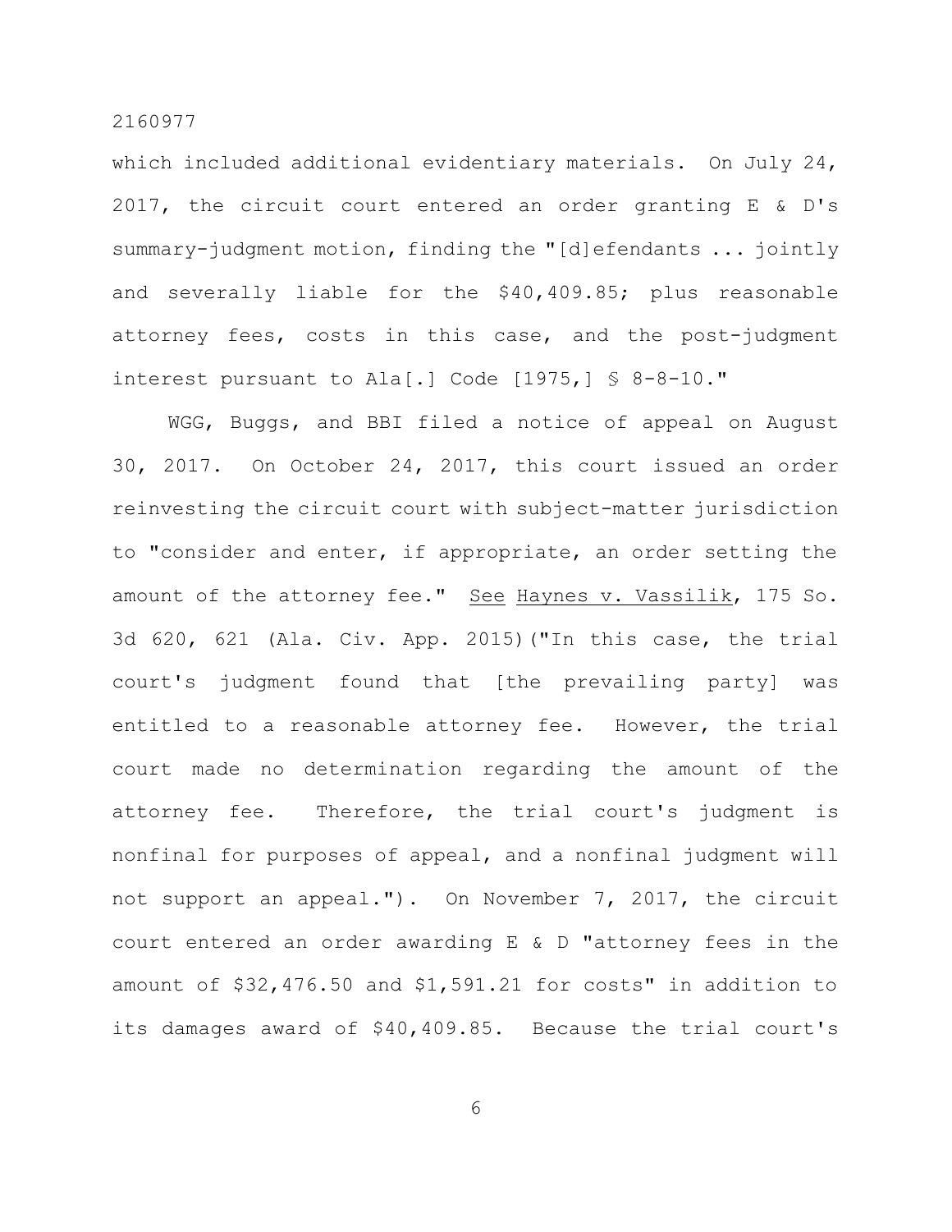which included additional evidentiary materials. On July 24, 2017, the circuit court entered an order granting E & D's summary-judgment motion, finding the "[d]efendants ... jointly and severally liable for the $40,409.85; plus reasonable attorney fees, costs in this case, and the post-judgment interest pursuant to Ala[.] Code [1975,] § 8-8-10."

WGG, Buggs, and BBI filed a notice of appeal on August 30, 2017. On October 24, 2017, this court issued an order reinvesting the circuit court with subject-matter jurisdiction to "consider and enter, if appropriate, an order setting the amount of the attorney fee." See Haynes v. Vassilik, 175 So. 3d 620, 621 (Ala. Civ. App. 2015)("In this case, the trial court's judgment found that [the prevailing party] was entitled to a reasonable attorney fee. However, the trial court made no determination regarding the amount of the attorney fee. Therefore, the trial court's judgment is nonfinal for purposes of appeal, and a nonfinal judgment will not support an appeal."). On November 7, 2017, the circuit court entered an order awarding E & D "attorney fees in the amount of $32,476.50 and $1,591.21 for costs" in addition to its damages award of $40,409.85. Because the trial court's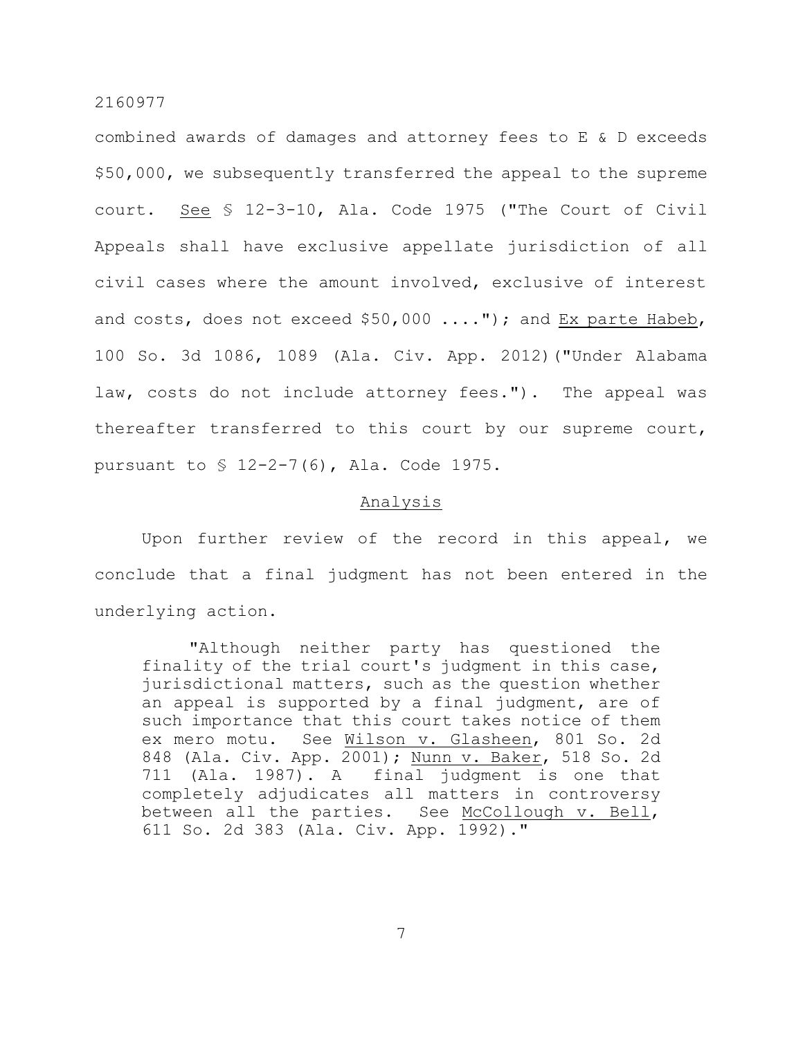combined awards of damages and attorney fees to E & D exceeds $50,000, we subsequently transferred the appeal to the supreme court. See § 12-3-10, Ala. Code 1975 ("The Court of Civil Appeals shall have exclusive appellate jurisdiction of all civil cases where the amount involved, exclusive of interest and costs, does not exceed $50,000 ...."); and Ex parte Habeb, 100 So. 3d 1086, 1089 (Ala. Civ. App. 2012)("Under Alabama law, costs do not include attorney fees."). The appeal was thereafter transferred to this court by our supreme court, pursuant to § 12-2-7(6), Ala. Code 1975.

## Analysis

Upon further review of the record in this appeal, we conclude that a final judgment has not been entered in the underlying action.

> "Although neither party has questioned the finality of the trial court's judgment in this case, jurisdictional matters, such as the question whether an appeal is supported by a final judgment, are of such importance that this court takes notice of them ex mero motu. See Wilson v. Glasheen, 801 So. 2d 848 (Ala. Civ. App. 2001); Nunn v. Baker, 518 So. 2d 711 (Ala. 1987). A final judgment is one that completely adjudicates all matters in controversy between all the parties. See McCollough v. Bell, 611 So. 2d 383 (Ala. Civ. App. 1992)."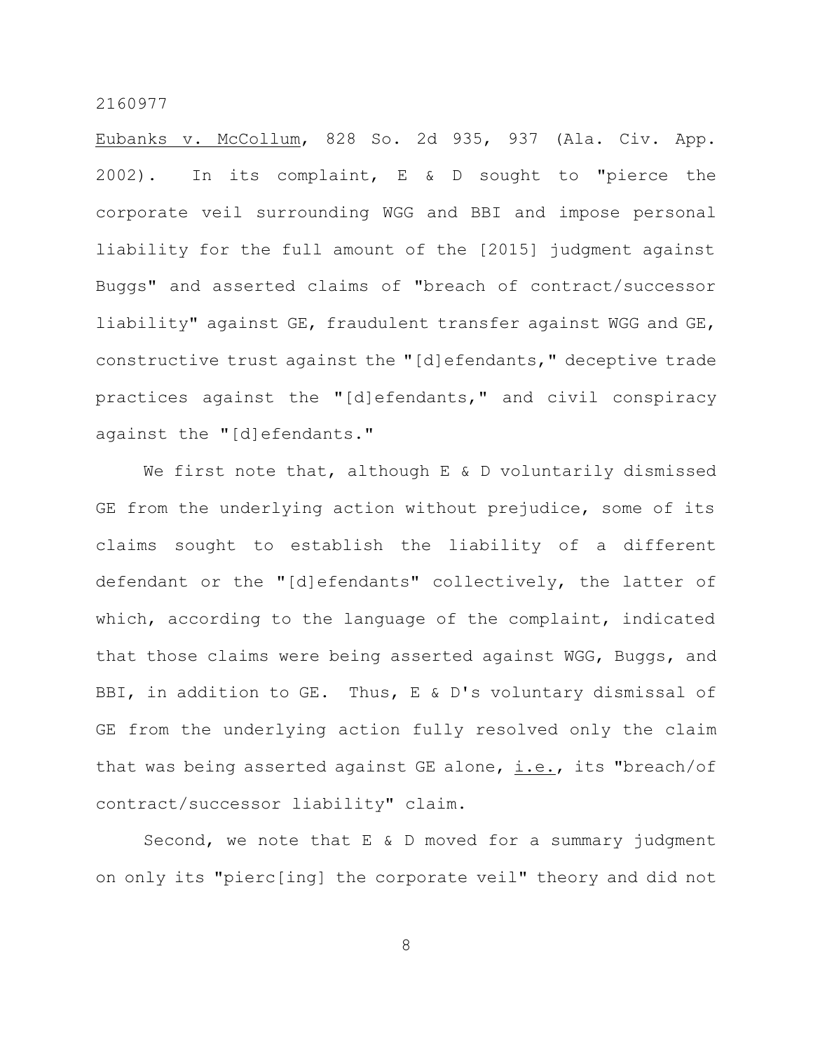*Eubanks v. McCollum*, 828 So. 2d 935, 937 (Ala. Civ. App. 2002). In its complaint, E & D sought to "pierce the corporate veil surrounding WGG and BBI and impose personal liability for the full amount of the [2015] judgment against Buggs" and asserted claims of "breach of contract/successor liability" against GE, fraudulent transfer against WGG and GE, constructive trust against the "[d]efendants," deceptive trade practices against the "[d]efendants," and civil conspiracy against the "[d]efendants."

We first note that, although E & D voluntarily dismissed GE from the underlying action without prejudice, some of its claims sought to establish the liability of a different defendant or the "[d]efendants" collectively, the latter of which, according to the language of the complaint, indicated that those claims were being asserted against WGG, Buggs, and BBI, in addition to GE. Thus, E & D's voluntary dismissal of GE from the underlying action fully resolved only the claim that was being asserted against GE alone, *i.e.*, its "breach/of contract/successor liability" claim.

Second, we note that E & D moved for a summary judgment on only its "pierc[ing] the corporate veil" theory and did not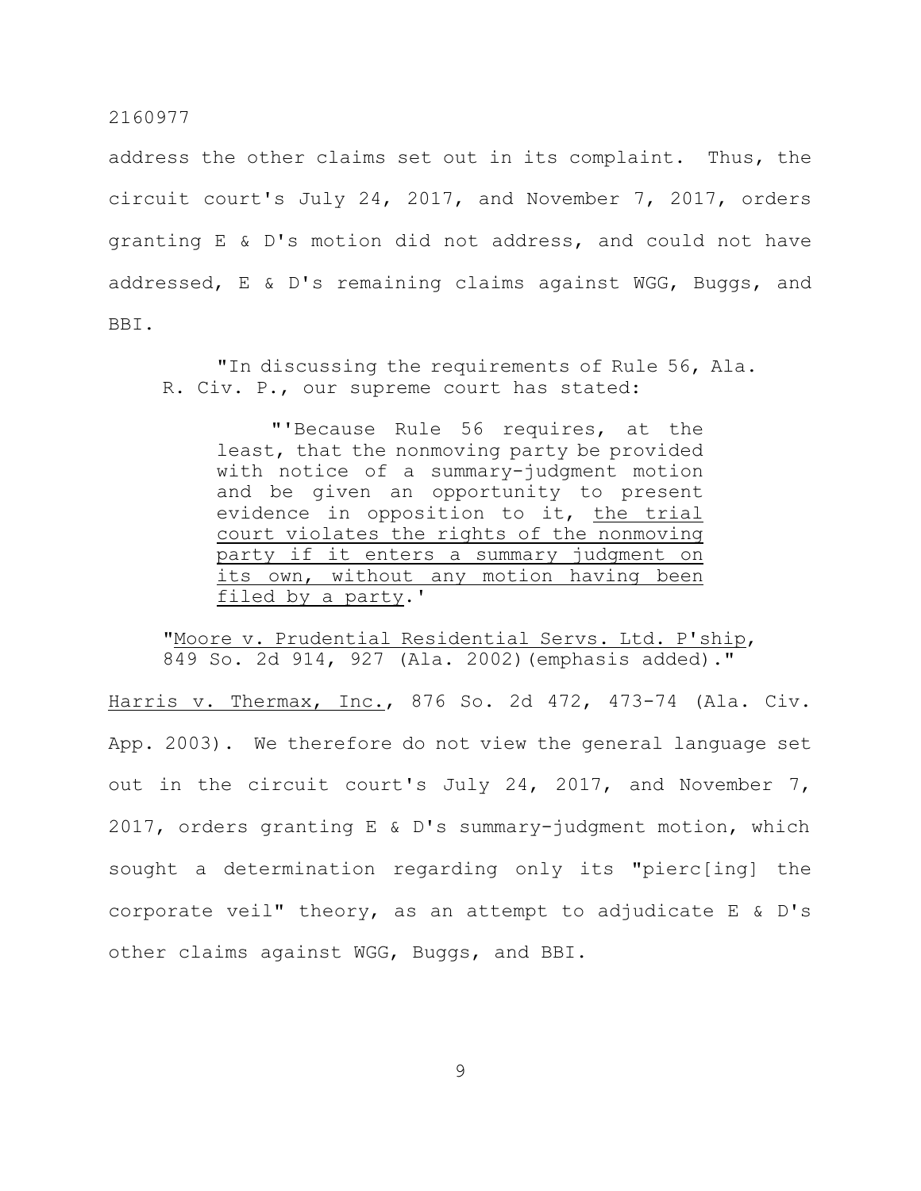address the other claims set out in its complaint. Thus, the circuit court's July 24, 2017, and November 7, 2017, orders granting E & D's motion did not address, and could not have addressed, E & D's remaining claims against WGG, Buggs, and BBI.

> "In discussing the requirements of Rule 56, Ala. R. Civ. P., our supreme court has stated:
>
> > "'Because Rule 56 requires, at the least, that the nonmoving party be provided with notice of a summary-judgment motion and be given an opportunity to present evidence in opposition to it, <u>the trial court violates the rights of the nonmoving party if it enters a summary judgment on its own, without any motion having been filed by a party</u>.'
>
> "<u>Moore v. Prudential Residential Servs. Ltd. P'ship</u>, 849 So. 2d 914, 927 (Ala. 2002)(emphasis added)."

<u>Harris v. Thermax, Inc.</u>, 876 So. 2d 472, 473-74 (Ala. Civ. App. 2003). We therefore do not view the general language set out in the circuit court's July 24, 2017, and November 7, 2017, orders granting E & D's summary-judgment motion, which sought a determination regarding only its "pierc[ing] the corporate veil" theory, as an attempt to adjudicate E & D's other claims against WGG, Buggs, and BBI.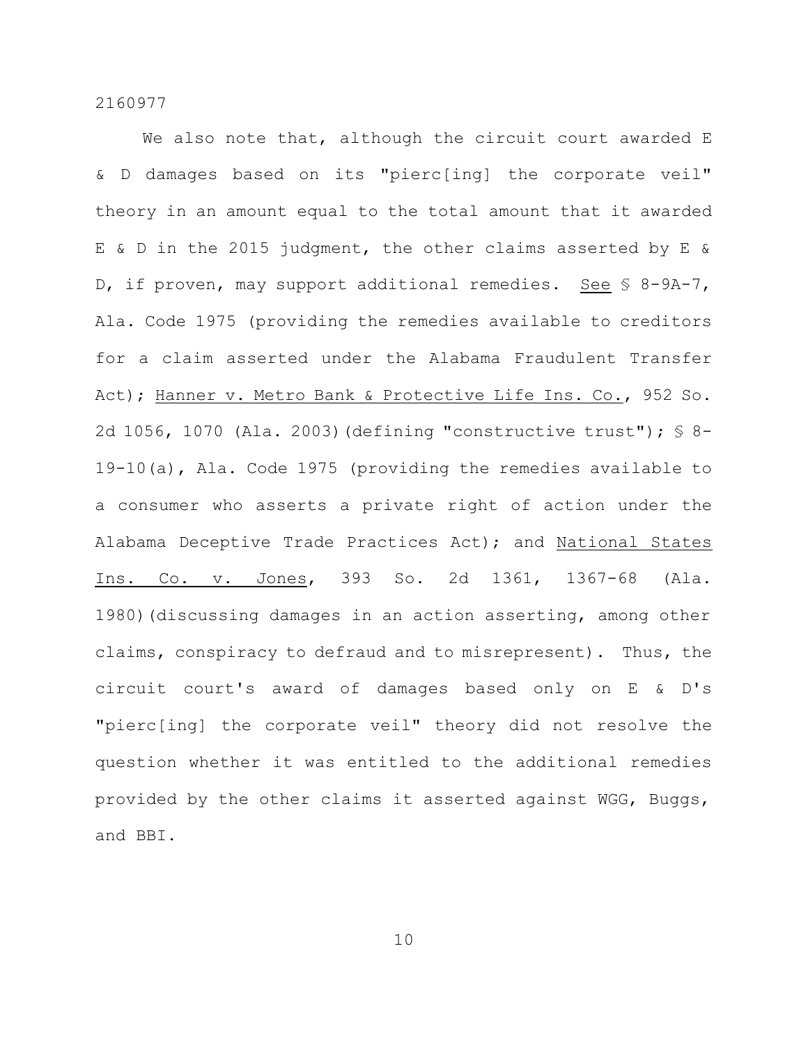We also note that, although the circuit court awarded E & D damages based on its "pierc[ing] the corporate veil" theory in an amount equal to the total amount that it awarded E & D in the 2015 judgment, the other claims asserted by E & D, if proven, may support additional remedies. <u>See</u> § 8-9A-7, Ala. Code 1975 (providing the remedies available to creditors for a claim asserted under the Alabama Fraudulent Transfer Act); <u>Hanner v. Metro Bank & Protective Life Ins. Co.</u>, 952 So. 2d 1056, 1070 (Ala. 2003)(defining "constructive trust"); § 8-19-10(a), Ala. Code 1975 (providing the remedies available to a consumer who asserts a private right of action under the Alabama Deceptive Trade Practices Act); and <u>National States Ins. Co. v. Jones</u>, 393 So. 2d 1361, 1367-68 (Ala. 1980)(discussing damages in an action asserting, among other claims, conspiracy to defraud and to misrepresent). Thus, the circuit court's award of damages based only on E & D's "pierc[ing] the corporate veil" theory did not resolve the question whether it was entitled to the additional remedies provided by the other claims it asserted against WGG, Buggs, and BBI.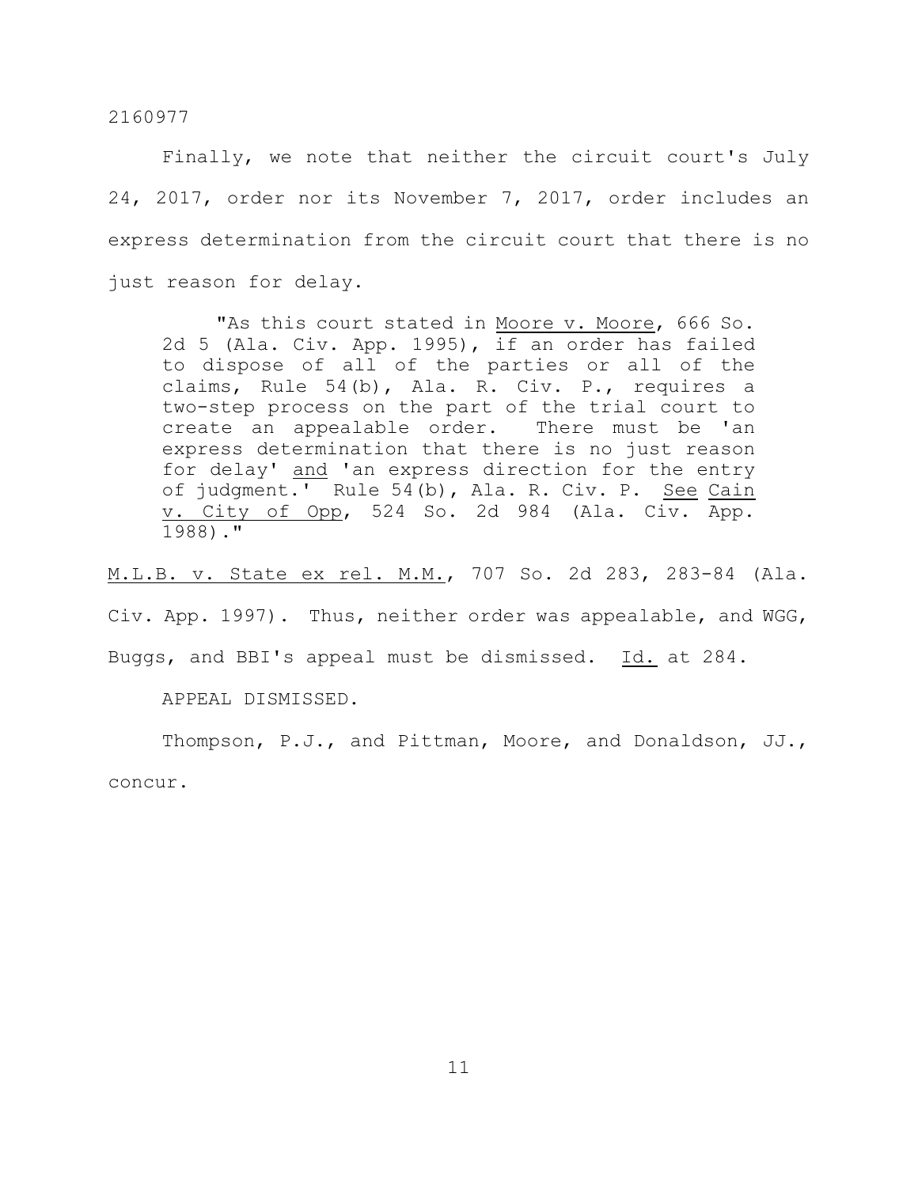Finally, we note that neither the circuit court's July 24, 2017, order nor its November 7, 2017, order includes an express determination from the circuit court that there is no just reason for delay.

> "As this court stated in Moore v. Moore, 666 So. 2d 5 (Ala. Civ. App. 1995), if an order has failed to dispose of all of the parties or all of the claims, Rule 54(b), Ala. R. Civ. P., requires a two-step process on the part of the trial court to create an appealable order. There must be 'an express determination that there is no just reason for delay' and 'an express direction for the entry of judgment.' Rule 54(b), Ala. R. Civ. P. See Cain v. City of Opp, 524 So. 2d 984 (Ala. Civ. App. 1988)."

M.L.B. v. State ex rel. M.M., 707 So. 2d 283, 283-84 (Ala. Civ. App. 1997). Thus, neither order was appealable, and WGG, Buggs, and BBI's appeal must be dismissed. Id. at 284.

APPEAL DISMISSED.

Thompson, P.J., and Pittman, Moore, and Donaldson, JJ., concur.